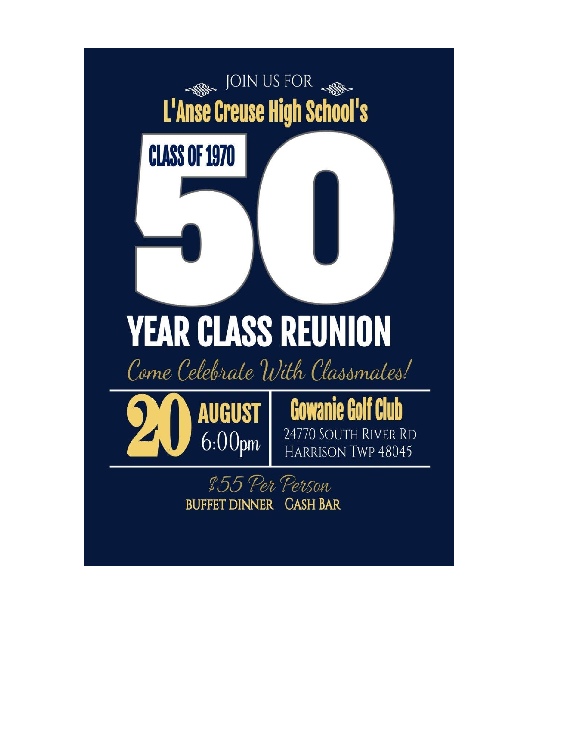JOIN US FOR

# L'Anse Creuse High School's

## CLASS OF 1970

# 50 YEAR CLASS REUNION

*Come Celebrate With Classmates!*

**20 AUGUST**
6:00pm

**Gowanie Golf Club**
24770 South River Rd
Harrison Twp 48045

*$55 Per Person*

BUFFET DINNER CASH BAR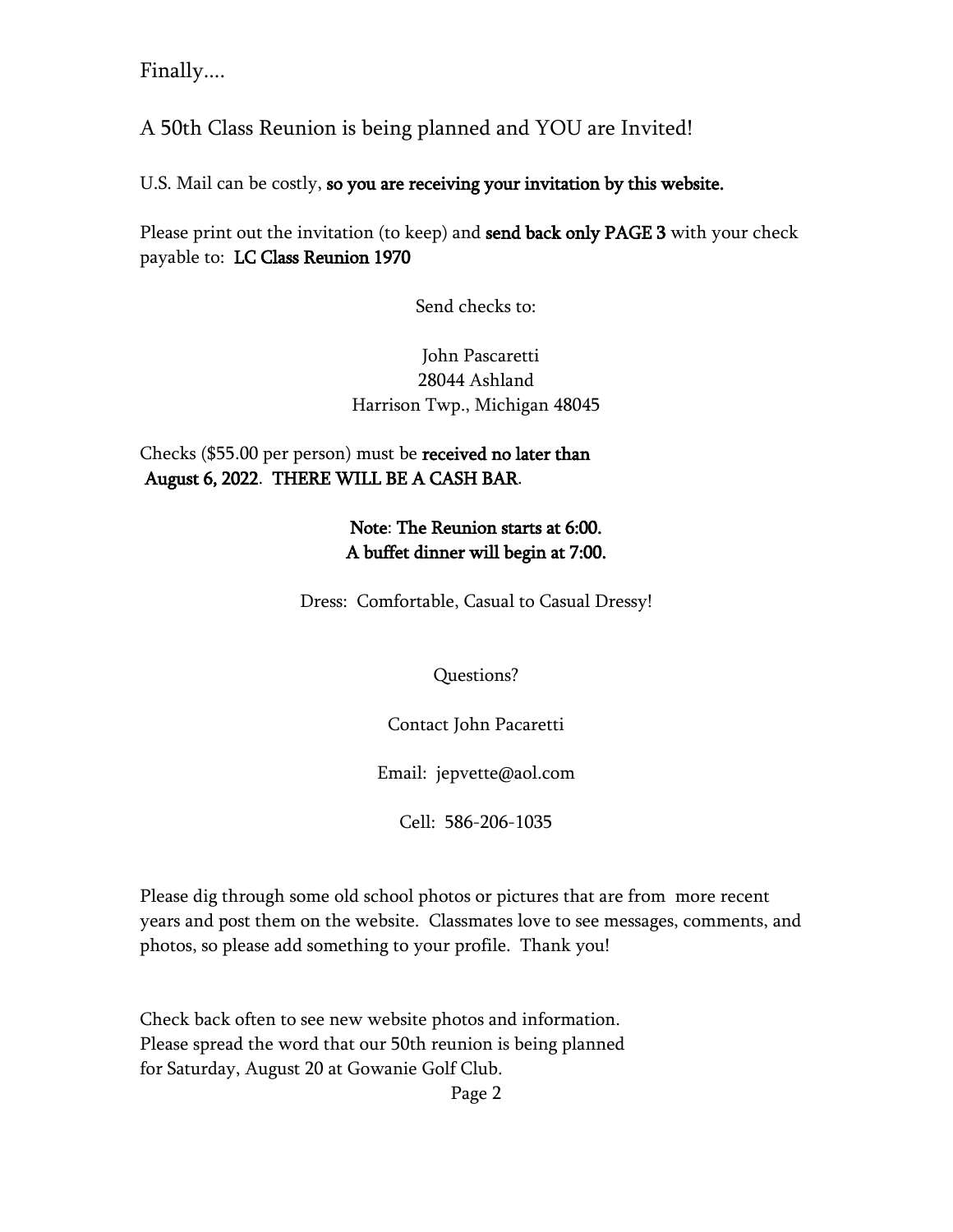Finally....

A 50th Class Reunion is being planned and YOU are Invited!

U.S. Mail can be costly, **so you are receiving your invitation by this website.**

Please print out the invitation (to keep) and **send back only PAGE 3** with your check payable to: **LC Class Reunion 1970**

Send checks to:

John Pascaretti
28044 Ashland
Harrison Twp., Michigan 48045

Checks ($55.00 per person) must be **received no later than August 6, 2022**. **THERE WILL BE A CASH BAR**.

**Note: The Reunion starts at 6:00.**
**A buffet dinner will begin at 7:00.**

Dress: Comfortable, Casual to Casual Dressy!

Questions?

Contact John Pacaretti

Email: jepvette@aol.com

Cell: 586-206-1035

Please dig through some old school photos or pictures that are from more recent years and post them on the website. Classmates love to see messages, comments, and photos, so please add something to your profile. Thank you!

Check back often to see new website photos and information.
Please spread the word that our 50th reunion is being planned for Saturday, August 20 at Gowanie Golf Club.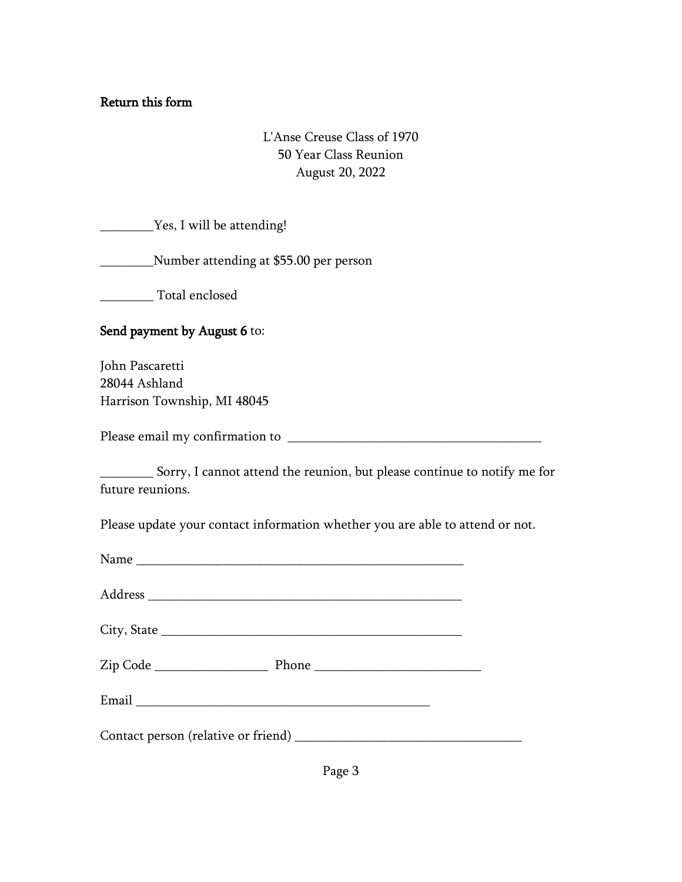**Return this form**

L'Anse Creuse Class of 1970
50 Year Class Reunion
August 20, 2022

________Yes, I will be attending!

________Number attending at $55.00 per person

________ Total enclosed

**Send payment by August 6** to:

John Pascaretti
28044 Ashland
Harrison Township, MI 48045

Please email my confirmation to ______________________________________

________ Sorry, I cannot attend the reunion, but please continue to notify me for future reunions.

Please update your contact information whether you are able to attend or not.

Name ___________________________________________________

Address _________________________________________________

City, State ______________________________________________

Zip Code _________________ Phone _________________________

Email ______________________________________________

Contact person (relative or friend) ___________________________________